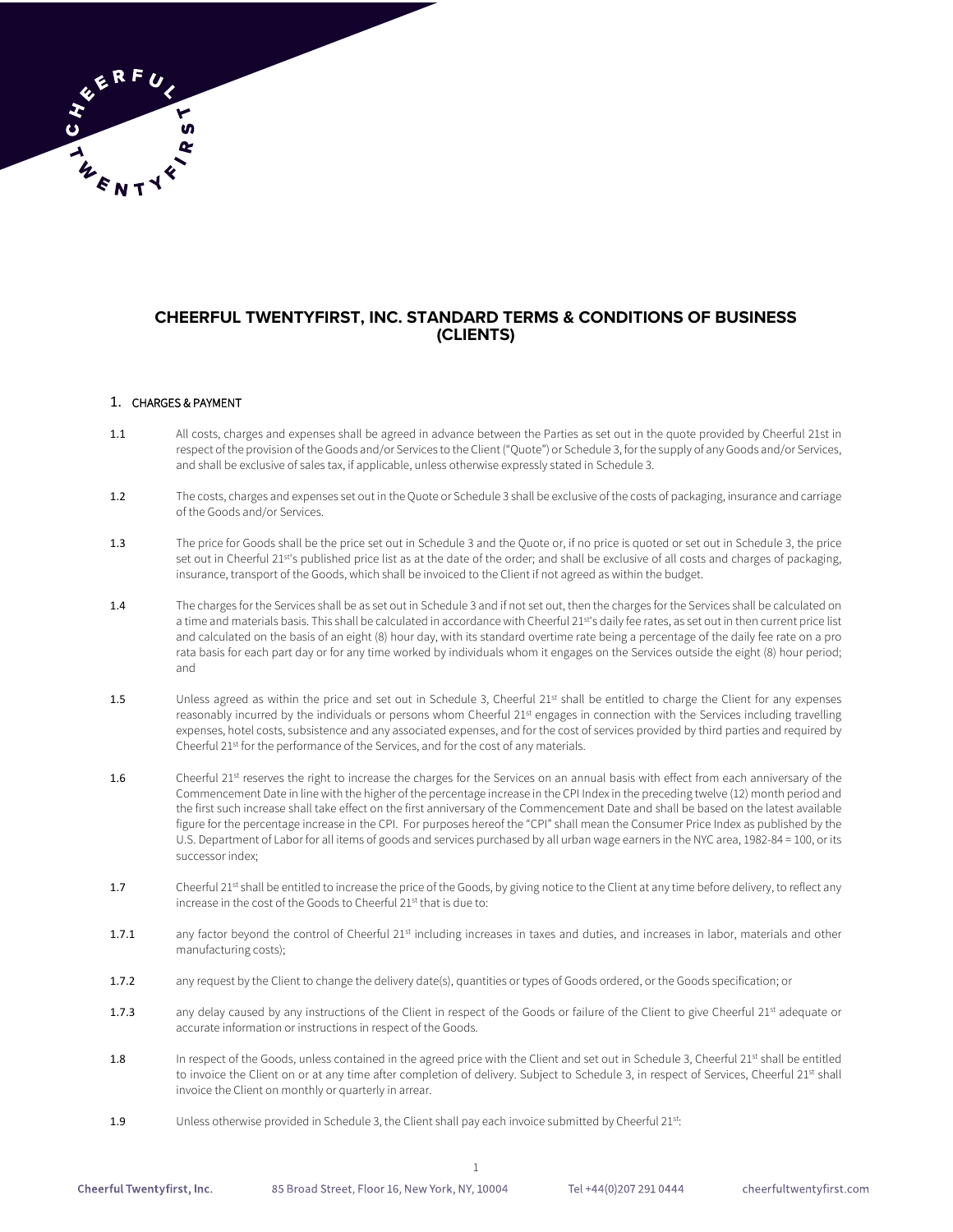# CHEERFUL TWENTYFIRST, INC. STANDARD TERMS & CONDITIONS OF BUSINESS (CLIENTS)

## 1. CHARGES & PAYMENT

1.1 All costs, charges and expenses shall be agreed in advance between the Parties as set out in the quote provided by Cheerful 21st in respect of the provision of the Goods and/or Services to the Client ("Quote") or Schedule 3, for the supply of any Goods and/or Services, and shall be exclusive of sales tax, if applicable, unless otherwise expressly stated in Schedule 3.

1.2 The costs, charges and expenses set out in the Quote or Schedule 3 shall be exclusive of the costs of packaging, insurance and carriage of the Goods and/or Services.

1.3 The price for Goods shall be the price set out in Schedule 3 and the Quote or, if no price is quoted or set out in Schedule 3, the price set out in Cheerful 21st's published price list as at the date of the order; and shall be exclusive of all costs and charges of packaging, insurance, transport of the Goods, which shall be invoiced to the Client if not agreed as within the budget.

1.4 The charges for the Services shall be as set out in Schedule 3 and if not set out, then the charges for the Services shall be calculated on a time and materials basis. This shall be calculated in accordance with Cheerful 21st's daily fee rates, as set out in then current price list and calculated on the basis of an eight (8) hour day, with its standard overtime rate being a percentage of the daily fee rate on a pro rata basis for each part day or for any time worked by individuals whom it engages on the Services outside the eight (8) hour period; and

1.5 Unless agreed as within the price and set out in Schedule 3, Cheerful 21st shall be entitled to charge the Client for any expenses reasonably incurred by the individuals or persons whom Cheerful 21st engages in connection with the Services including travelling expenses, hotel costs, subsistence and any associated expenses, and for the cost of services provided by third parties and required by Cheerful 21st for the performance of the Services, and for the cost of any materials.

1.6 Cheerful 21st reserves the right to increase the charges for the Services on an annual basis with effect from each anniversary of the Commencement Date in line with the higher of the percentage increase in the CPI Index in the preceding twelve (12) month period and the first such increase shall take effect on the first anniversary of the Commencement Date and shall be based on the latest available figure for the percentage increase in the CPI. For purposes hereof the "CPI" shall mean the Consumer Price Index as published by the U.S. Department of Labor for all items of goods and services purchased by all urban wage earners in the NYC area, 1982-84 = 100, or its successor index;

1.7 Cheerful 21st shall be entitled to increase the price of the Goods, by giving notice to the Client at any time before delivery, to reflect any increase in the cost of the Goods to Cheerful 21st that is due to:

1.7.1 any factor beyond the control of Cheerful 21st including increases in taxes and duties, and increases in labor, materials and other manufacturing costs);

1.7.2 any request by the Client to change the delivery date(s), quantities or types of Goods ordered, or the Goods specification; or

1.7.3 any delay caused by any instructions of the Client in respect of the Goods or failure of the Client to give Cheerful 21st adequate or accurate information or instructions in respect of the Goods.

1.8 In respect of the Goods, unless contained in the agreed price with the Client and set out in Schedule 3, Cheerful 21st shall be entitled to invoice the Client on or at any time after completion of delivery. Subject to Schedule 3, in respect of Services, Cheerful 21st shall invoice the Client on monthly or quarterly in arrear.

1.9 Unless otherwise provided in Schedule 3, the Client shall pay each invoice submitted by Cheerful 21st: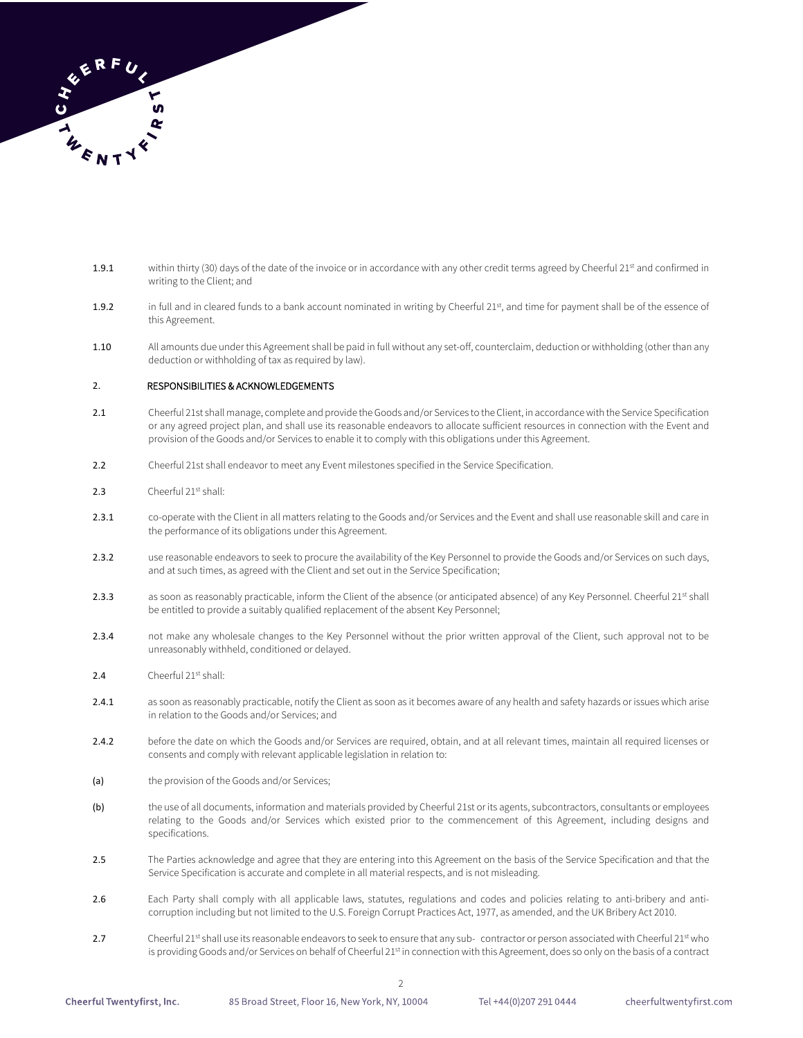1.9.1 within thirty (30) days of the date of the invoice or in accordance with any other credit terms agreed by Cheerful 21st and confirmed in writing to the Client; and

1.9.2 in full and in cleared funds to a bank account nominated in writing by Cheerful 21st, and time for payment shall be of the essence of this Agreement.

1.10 All amounts due under this Agreement shall be paid in full without any set-off, counterclaim, deduction or withholding (other than any deduction or withholding of tax as required by law).

## 2. RESPONSIBILITIES & ACKNOWLEDGEMENTS

2.1 Cheerful 21st shall manage, complete and provide the Goods and/or Services to the Client, in accordance with the Service Specification or any agreed project plan, and shall use its reasonable endeavors to allocate sufficient resources in connection with the Event and provision of the Goods and/or Services to enable it to comply with this obligations under this Agreement.

2.2 Cheerful 21st shall endeavor to meet any Event milestones specified in the Service Specification.

2.3 Cheerful 21st shall:

2.3.1 co-operate with the Client in all matters relating to the Goods and/or Services and the Event and shall use reasonable skill and care in the performance of its obligations under this Agreement.

2.3.2 use reasonable endeavors to seek to procure the availability of the Key Personnel to provide the Goods and/or Services on such days, and at such times, as agreed with the Client and set out in the Service Specification;

2.3.3 as soon as reasonably practicable, inform the Client of the absence (or anticipated absence) of any Key Personnel. Cheerful 21st shall be entitled to provide a suitably qualified replacement of the absent Key Personnel;

2.3.4 not make any wholesale changes to the Key Personnel without the prior written approval of the Client, such approval not to be unreasonably withheld, conditioned or delayed.

2.4 Cheerful 21st shall:

2.4.1 as soon as reasonably practicable, notify the Client as soon as it becomes aware of any health and safety hazards or issues which arise in relation to the Goods and/or Services; and

2.4.2 before the date on which the Goods and/or Services are required, obtain, and at all relevant times, maintain all required licenses or consents and comply with relevant applicable legislation in relation to:

(a) the provision of the Goods and/or Services;

(b) the use of all documents, information and materials provided by Cheerful 21st or its agents, subcontractors, consultants or employees relating to the Goods and/or Services which existed prior to the commencement of this Agreement, including designs and specifications.

2.5 The Parties acknowledge and agree that they are entering into this Agreement on the basis of the Service Specification and that the Service Specification is accurate and complete in all material respects, and is not misleading.

2.6 Each Party shall comply with all applicable laws, statutes, regulations and codes and policies relating to anti-bribery and anti-corruption including but not limited to the U.S. Foreign Corrupt Practices Act, 1977, as amended, and the UK Bribery Act 2010.

2.7 Cheerful 21st shall use its reasonable endeavors to seek to ensure that any sub- contractor or person associated with Cheerful 21st who is providing Goods and/or Services on behalf of Cheerful 21st in connection with this Agreement, does so only on the basis of a contract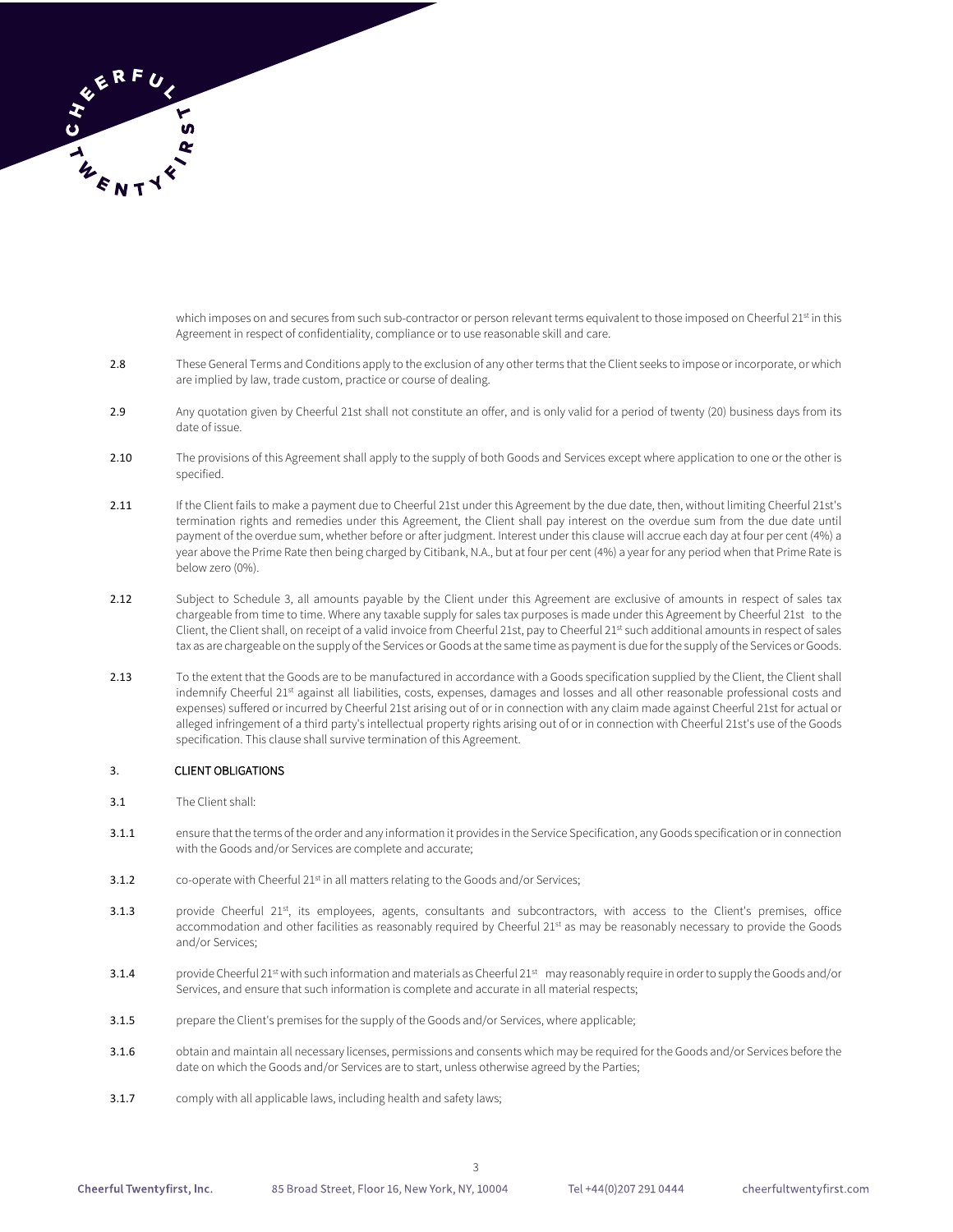which imposes on and secures from such sub-contractor or person relevant terms equivalent to those imposed on Cheerful 21st in this Agreement in respect of confidentiality, compliance or to use reasonable skill and care.

2.8 These General Terms and Conditions apply to the exclusion of any other terms that the Client seeks to impose or incorporate, or which are implied by law, trade custom, practice or course of dealing.

2.9 Any quotation given by Cheerful 21st shall not constitute an offer, and is only valid for a period of twenty (20) business days from its date of issue.

2.10 The provisions of this Agreement shall apply to the supply of both Goods and Services except where application to one or the other is specified.

2.11 If the Client fails to make a payment due to Cheerful 21st under this Agreement by the due date, then, without limiting Cheerful 21st's termination rights and remedies under this Agreement, the Client shall pay interest on the overdue sum from the due date until payment of the overdue sum, whether before or after judgment. Interest under this clause will accrue each day at four per cent (4%) a year above the Prime Rate then being charged by Citibank, N.A., but at four per cent (4%) a year for any period when that Prime Rate is below zero (0%).

2.12 Subject to Schedule 3, all amounts payable by the Client under this Agreement are exclusive of amounts in respect of sales tax chargeable from time to time. Where any taxable supply for sales tax purposes is made under this Agreement by Cheerful 21st to the Client, the Client shall, on receipt of a valid invoice from Cheerful 21st, pay to Cheerful 21st such additional amounts in respect of sales tax as are chargeable on the supply of the Services or Goods at the same time as payment is due for the supply of the Services or Goods.

2.13 To the extent that the Goods are to be manufactured in accordance with a Goods specification supplied by the Client, the Client shall indemnify Cheerful 21st against all liabilities, costs, expenses, damages and losses and all other reasonable professional costs and expenses) suffered or incurred by Cheerful 21st arising out of or in connection with any claim made against Cheerful 21st for actual or alleged infringement of a third party's intellectual property rights arising out of or in connection with Cheerful 21st's use of the Goods specification. This clause shall survive termination of this Agreement.

## 3. CLIENT OBLIGATIONS

3.1 The Client shall:

3.1.1 ensure that the terms of the order and any information it provides in the Service Specification, any Goods specification or in connection with the Goods and/or Services are complete and accurate;

3.1.2 co-operate with Cheerful 21st in all matters relating to the Goods and/or Services;

3.1.3 provide Cheerful 21st, its employees, agents, consultants and subcontractors, with access to the Client's premises, office accommodation and other facilities as reasonably required by Cheerful 21st as may be reasonably necessary to provide the Goods and/or Services;

3.1.4 provide Cheerful 21st with such information and materials as Cheerful 21st may reasonably require in order to supply the Goods and/or Services, and ensure that such information is complete and accurate in all material respects;

3.1.5 prepare the Client's premises for the supply of the Goods and/or Services, where applicable;

3.1.6 obtain and maintain all necessary licenses, permissions and consents which may be required for the Goods and/or Services before the date on which the Goods and/or Services are to start, unless otherwise agreed by the Parties;

3.1.7 comply with all applicable laws, including health and safety laws;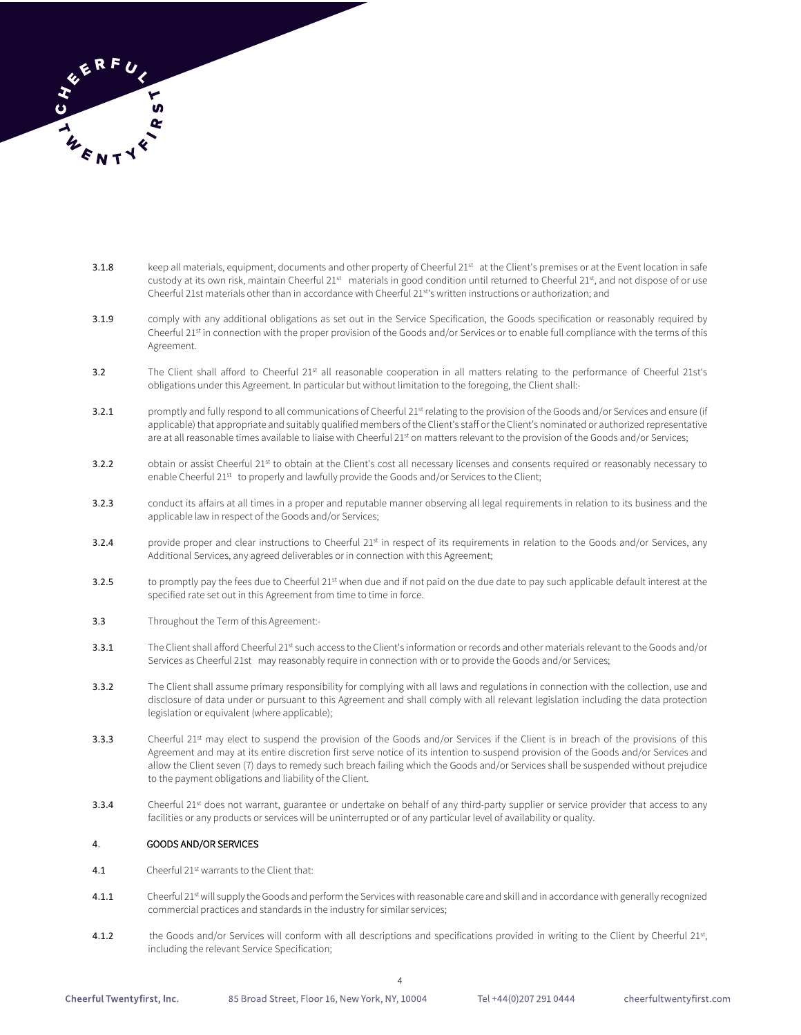3.1.8 keep all materials, equipment, documents and other property of Cheerful 21st at the Client's premises or at the Event location in safe custody at its own risk, maintain Cheerful 21st materials in good condition until returned to Cheerful 21st, and not dispose of or use Cheerful 21st materials other than in accordance with Cheerful 21st's written instructions or authorization; and

3.1.9 comply with any additional obligations as set out in the Service Specification, the Goods specification or reasonably required by Cheerful 21st in connection with the proper provision of the Goods and/or Services or to enable full compliance with the terms of this Agreement.

3.2 The Client shall afford to Cheerful 21st all reasonable cooperation in all matters relating to the performance of Cheerful 21st's obligations under this Agreement. In particular but without limitation to the foregoing, the Client shall:-

3.2.1 promptly and fully respond to all communications of Cheerful 21st relating to the provision of the Goods and/or Services and ensure (if applicable) that appropriate and suitably qualified members of the Client's staff or the Client's nominated or authorized representative are at all reasonable times available to liaise with Cheerful 21st on matters relevant to the provision of the Goods and/or Services;

3.2.2 obtain or assist Cheerful 21st to obtain at the Client's cost all necessary licenses and consents required or reasonably necessary to enable Cheerful 21st to properly and lawfully provide the Goods and/or Services to the Client;

3.2.3 conduct its affairs at all times in a proper and reputable manner observing all legal requirements in relation to its business and the applicable law in respect of the Goods and/or Services;

3.2.4 provide proper and clear instructions to Cheerful 21st in respect of its requirements in relation to the Goods and/or Services, any Additional Services, any agreed deliverables or in connection with this Agreement;

3.2.5 to promptly pay the fees due to Cheerful 21st when due and if not paid on the due date to pay such applicable default interest at the specified rate set out in this Agreement from time to time in force.

3.3 Throughout the Term of this Agreement:-

3.3.1 The Client shall afford Cheerful 21st such access to the Client's information or records and other materials relevant to the Goods and/or Services as Cheerful 21st may reasonably require in connection with or to provide the Goods and/or Services;

3.3.2 The Client shall assume primary responsibility for complying with all laws and regulations in connection with the collection, use and disclosure of data under or pursuant to this Agreement and shall comply with all relevant legislation including the data protection legislation or equivalent (where applicable);

3.3.3 Cheerful 21st may elect to suspend the provision of the Goods and/or Services if the Client is in breach of the provisions of this Agreement and may at its entire discretion first serve notice of its intention to suspend provision of the Goods and/or Services and allow the Client seven (7) days to remedy such breach failing which the Goods and/or Services shall be suspended without prejudice to the payment obligations and liability of the Client.

3.3.4 Cheerful 21st does not warrant, guarantee or undertake on behalf of any third-party supplier or service provider that access to any facilities or any products or services will be uninterrupted or of any particular level of availability or quality.

## 4. GOODS AND/OR SERVICES

4.1 Cheerful 21st warrants to the Client that:

4.1.1 Cheerful 21st will supply the Goods and perform the Services with reasonable care and skill and in accordance with generally recognized commercial practices and standards in the industry for similar services;

4.1.2 the Goods and/or Services will conform with all descriptions and specifications provided in writing to the Client by Cheerful 21st, including the relevant Service Specification;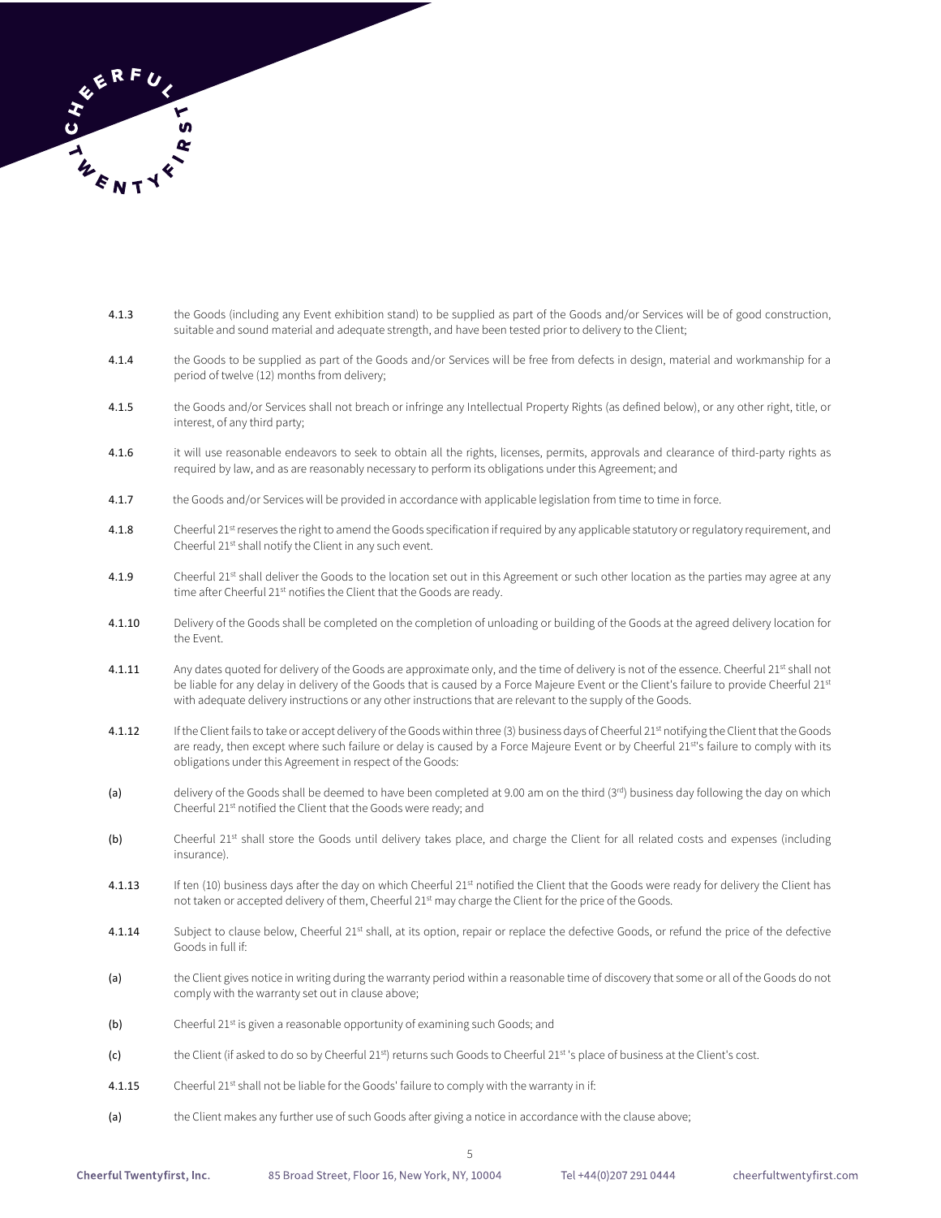4.1.3 the Goods (including any Event exhibition stand) to be supplied as part of the Goods and/or Services will be of good construction, suitable and sound material and adequate strength, and have been tested prior to delivery to the Client;

4.1.4 the Goods to be supplied as part of the Goods and/or Services will be free from defects in design, material and workmanship for a period of twelve (12) months from delivery;

4.1.5 the Goods and/or Services shall not breach or infringe any Intellectual Property Rights (as defined below), or any other right, title, or interest, of any third party;

4.1.6 it will use reasonable endeavors to seek to obtain all the rights, licenses, permits, approvals and clearance of third-party rights as required by law, and as are reasonably necessary to perform its obligations under this Agreement; and

4.1.7 the Goods and/or Services will be provided in accordance with applicable legislation from time to time in force.

4.1.8 Cheerful 21st reserves the right to amend the Goods specification if required by any applicable statutory or regulatory requirement, and Cheerful 21st shall notify the Client in any such event.

4.1.9 Cheerful 21st shall deliver the Goods to the location set out in this Agreement or such other location as the parties may agree at any time after Cheerful 21st notifies the Client that the Goods are ready.

4.1.10 Delivery of the Goods shall be completed on the completion of unloading or building of the Goods at the agreed delivery location for the Event.

4.1.11 Any dates quoted for delivery of the Goods are approximate only, and the time of delivery is not of the essence. Cheerful 21st shall not be liable for any delay in delivery of the Goods that is caused by a Force Majeure Event or the Client's failure to provide Cheerful 21st with adequate delivery instructions or any other instructions that are relevant to the supply of the Goods.

4.1.12 If the Client fails to take or accept delivery of the Goods within three (3) business days of Cheerful 21st notifying the Client that the Goods are ready, then except where such failure or delay is caused by a Force Majeure Event or by Cheerful 21st's failure to comply with its obligations under this Agreement in respect of the Goods:

(a) delivery of the Goods shall be deemed to have been completed at 9.00 am on the third (3rd) business day following the day on which Cheerful 21st notified the Client that the Goods were ready; and

(b) Cheerful 21st shall store the Goods until delivery takes place, and charge the Client for all related costs and expenses (including insurance).

4.1.13 If ten (10) business days after the day on which Cheerful 21st notified the Client that the Goods were ready for delivery the Client has not taken or accepted delivery of them, Cheerful 21st may charge the Client for the price of the Goods.

4.1.14 Subject to clause below, Cheerful 21st shall, at its option, repair or replace the defective Goods, or refund the price of the defective Goods in full if:

(a) the Client gives notice in writing during the warranty period within a reasonable time of discovery that some or all of the Goods do not comply with the warranty set out in clause above;

(b) Cheerful 21st is given a reasonable opportunity of examining such Goods; and

(c) the Client (if asked to do so by Cheerful 21st) returns such Goods to Cheerful 21st 's place of business at the Client's cost.

4.1.15 Cheerful 21st shall not be liable for the Goods' failure to comply with the warranty in if:

(a) the Client makes any further use of such Goods after giving a notice in accordance with the clause above;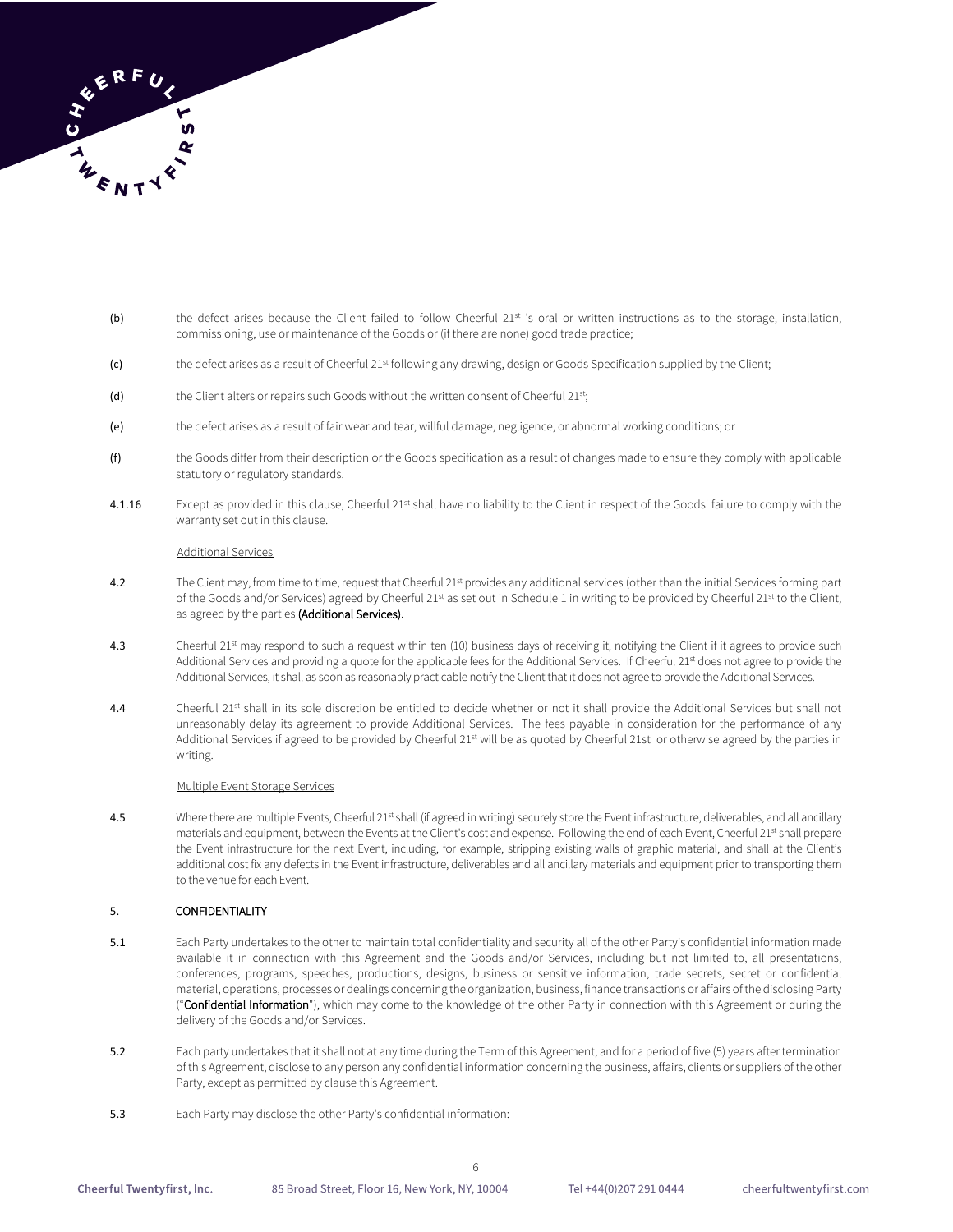(b) the defect arises because the Client failed to follow Cheerful 21st 's oral or written instructions as to the storage, installation, commissioning, use or maintenance of the Goods or (if there are none) good trade practice;

(c) the defect arises as a result of Cheerful 21st following any drawing, design or Goods Specification supplied by the Client;

(d) the Client alters or repairs such Goods without the written consent of Cheerful 21st;

(e) the defect arises as a result of fair wear and tear, willful damage, negligence, or abnormal working conditions; or

(f) the Goods differ from their description or the Goods specification as a result of changes made to ensure they comply with applicable statutory or regulatory standards.

4.1.16 Except as provided in this clause, Cheerful 21st shall have no liability to the Client in respect of the Goods' failure to comply with the warranty set out in this clause.

Additional Services

4.2 The Client may, from time to time, request that Cheerful 21st provides any additional services (other than the initial Services forming part of the Goods and/or Services) agreed by Cheerful 21st as set out in Schedule 1 in writing to be provided by Cheerful 21st to the Client, as agreed by the parties **(Additional Services)**.

4.3 Cheerful 21st may respond to such a request within ten (10) business days of receiving it, notifying the Client if it agrees to provide such Additional Services and providing a quote for the applicable fees for the Additional Services. If Cheerful 21st does not agree to provide the Additional Services, it shall as soon as reasonably practicable notify the Client that it does not agree to provide the Additional Services.

4.4 Cheerful 21st shall in its sole discretion be entitled to decide whether or not it shall provide the Additional Services but shall not unreasonably delay its agreement to provide Additional Services. The fees payable in consideration for the performance of any Additional Services if agreed to be provided by Cheerful 21st will be as quoted by Cheerful 21st or otherwise agreed by the parties in writing.

Multiple Event Storage Services

4.5 Where there are multiple Events, Cheerful 21st shall (if agreed in writing) securely store the Event infrastructure, deliverables, and all ancillary materials and equipment, between the Events at the Client's cost and expense. Following the end of each Event, Cheerful 21st shall prepare the Event infrastructure for the next Event, including, for example, stripping existing walls of graphic material, and shall at the Client's additional cost fix any defects in the Event infrastructure, deliverables and all ancillary materials and equipment prior to transporting them to the venue for each Event.

## 5. CONFIDENTIALITY

5.1 Each Party undertakes to the other to maintain total confidentiality and security all of the other Party's confidential information made available it in connection with this Agreement and the Goods and/or Services, including but not limited to, all presentations, conferences, programs, speeches, productions, designs, business or sensitive information, trade secrets, secret or confidential material, operations, processes or dealings concerning the organization, business, finance transactions or affairs of the disclosing Party ("**Confidential Information**"), which may come to the knowledge of the other Party in connection with this Agreement or during the delivery of the Goods and/or Services.

5.2 Each party undertakes that it shall not at any time during the Term of this Agreement, and for a period of five (5) years after termination of this Agreement, disclose to any person any confidential information concerning the business, affairs, clients or suppliers of the other Party, except as permitted by clause this Agreement.

5.3 Each Party may disclose the other Party's confidential information: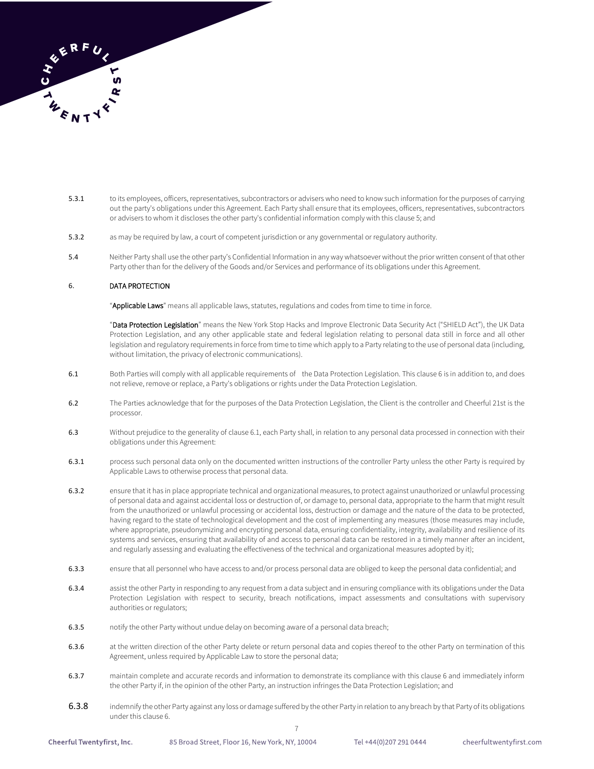5.3.1 to its employees, officers, representatives, subcontractors or advisers who need to know such information for the purposes of carrying out the party's obligations under this Agreement. Each Party shall ensure that its employees, officers, representatives, subcontractors or advisers to whom it discloses the other party's confidential information comply with this clause 5; and

5.3.2 as may be required by law, a court of competent jurisdiction or any governmental or regulatory authority.

5.4 Neither Party shall use the other party's Confidential Information in any way whatsoever without the prior written consent of that other Party other than for the delivery of the Goods and/or Services and performance of its obligations under this Agreement.

## 6. DATA PROTECTION

"**Applicable Laws**" means all applicable laws, statutes, regulations and codes from time to time in force.

"**Data Protection Legislation**" means the New York Stop Hacks and Improve Electronic Data Security Act ("SHIELD Act"), the UK Data Protection Legislation, and any other applicable state and federal legislation relating to personal data still in force and all other legislation and regulatory requirements in force from time to time which apply to a Party relating to the use of personal data (including, without limitation, the privacy of electronic communications).

6.1 Both Parties will comply with all applicable requirements of the Data Protection Legislation. This clause 6 is in addition to, and does not relieve, remove or replace, a Party's obligations or rights under the Data Protection Legislation.

6.2 The Parties acknowledge that for the purposes of the Data Protection Legislation, the Client is the controller and Cheerful 21st is the processor.

6.3 Without prejudice to the generality of clause 6.1, each Party shall, in relation to any personal data processed in connection with their obligations under this Agreement:

6.3.1 process such personal data only on the documented written instructions of the controller Party unless the other Party is required by Applicable Laws to otherwise process that personal data.

6.3.2 ensure that it has in place appropriate technical and organizational measures, to protect against unauthorized or unlawful processing of personal data and against accidental loss or destruction of, or damage to, personal data, appropriate to the harm that might result from the unauthorized or unlawful processing or accidental loss, destruction or damage and the nature of the data to be protected, having regard to the state of technological development and the cost of implementing any measures (those measures may include, where appropriate, pseudonymizing and encrypting personal data, ensuring confidentiality, integrity, availability and resilience of its systems and services, ensuring that availability of and access to personal data can be restored in a timely manner after an incident, and regularly assessing and evaluating the effectiveness of the technical and organizational measures adopted by it);

6.3.3 ensure that all personnel who have access to and/or process personal data are obliged to keep the personal data confidential; and

6.3.4 assist the other Party in responding to any request from a data subject and in ensuring compliance with its obligations under the Data Protection Legislation with respect to security, breach notifications, impact assessments and consultations with supervisory authorities or regulators;

6.3.5 notify the other Party without undue delay on becoming aware of a personal data breach;

6.3.6 at the written direction of the other Party delete or return personal data and copies thereof to the other Party on termination of this Agreement, unless required by Applicable Law to store the personal data;

6.3.7 maintain complete and accurate records and information to demonstrate its compliance with this clause 6 and immediately inform the other Party if, in the opinion of the other Party, an instruction infringes the Data Protection Legislation; and

6.3.8 indemnify the other Party against any loss or damage suffered by the other Party in relation to any breach by that Party of its obligations under this clause 6.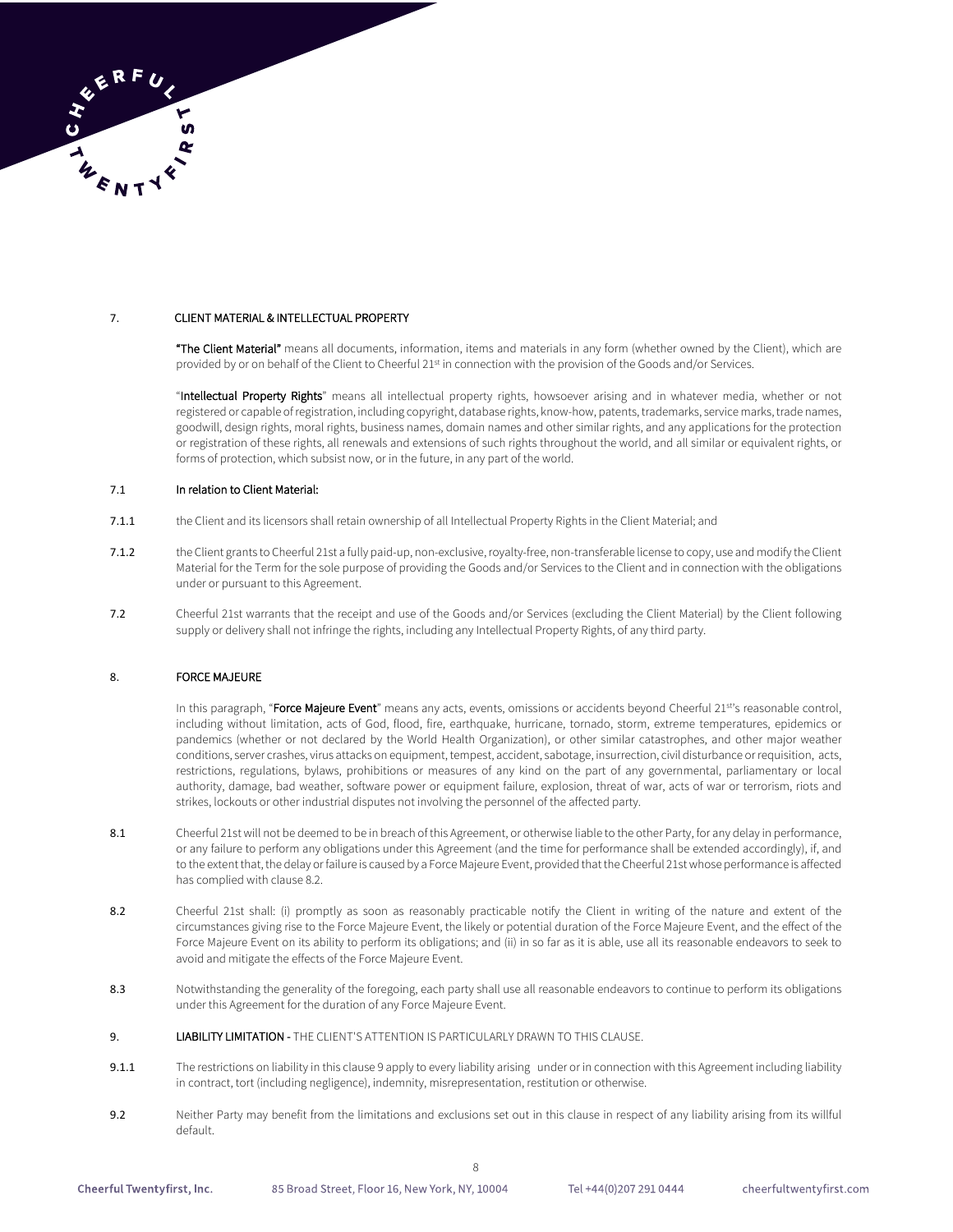## 7. CLIENT MATERIAL & INTELLECTUAL PROPERTY

**"The Client Material"** means all documents, information, items and materials in any form (whether owned by the Client), which are provided by or on behalf of the Client to Cheerful 21st in connection with the provision of the Goods and/or Services.

"**Intellectual Property Rights**" means all intellectual property rights, howsoever arising and in whatever media, whether or not registered or capable of registration, including copyright, database rights, know-how, patents, trademarks, service marks, trade names, goodwill, design rights, moral rights, business names, domain names and other similar rights, and any applications for the protection or registration of these rights, all renewals and extensions of such rights throughout the world, and all similar or equivalent rights, or forms of protection, which subsist now, or in the future, in any part of the world.

**7.1 In relation to Client Material:**

**7.1.1** the Client and its licensors shall retain ownership of all Intellectual Property Rights in the Client Material; and

**7.1.2** the Client grants to Cheerful 21st a fully paid-up, non-exclusive, royalty-free, non-transferable license to copy, use and modify the Client Material for the Term for the sole purpose of providing the Goods and/or Services to the Client and in connection with the obligations under or pursuant to this Agreement.

**7.2** Cheerful 21st warrants that the receipt and use of the Goods and/or Services (excluding the Client Material) by the Client following supply or delivery shall not infringe the rights, including any Intellectual Property Rights, of any third party.

## 8. FORCE MAJEURE

In this paragraph, "**Force Majeure Event**" means any acts, events, omissions or accidents beyond Cheerful 21st's reasonable control, including without limitation, acts of God, flood, fire, earthquake, hurricane, tornado, storm, extreme temperatures, epidemics or pandemics (whether or not declared by the World Health Organization), or other similar catastrophes, and other major weather conditions, server crashes, virus attacks on equipment, tempest, accident, sabotage, insurrection, civil disturbance or requisition, acts, restrictions, regulations, bylaws, prohibitions or measures of any kind on the part of any governmental, parliamentary or local authority, damage, bad weather, software power or equipment failure, explosion, threat of war, acts of war or terrorism, riots and strikes, lockouts or other industrial disputes not involving the personnel of the affected party.

**8.1** Cheerful 21st will not be deemed to be in breach of this Agreement, or otherwise liable to the other Party, for any delay in performance, or any failure to perform any obligations under this Agreement (and the time for performance shall be extended accordingly), if, and to the extent that, the delay or failure is caused by a Force Majeure Event, provided that the Cheerful 21st whose performance is affected has complied with clause 8.2.

**8.2** Cheerful 21st shall: (i) promptly as soon as reasonably practicable notify the Client in writing of the nature and extent of the circumstances giving rise to the Force Majeure Event, the likely or potential duration of the Force Majeure Event, and the effect of the Force Majeure Event on its ability to perform its obligations; and (ii) in so far as it is able, use all its reasonable endeavors to seek to avoid and mitigate the effects of the Force Majeure Event.

**8.3** Notwithstanding the generality of the foregoing, each party shall use all reasonable endeavors to continue to perform its obligations under this Agreement for the duration of any Force Majeure Event.

## 9. LIABILITY LIMITATION - THE CLIENT'S ATTENTION IS PARTICULARLY DRAWN TO THIS CLAUSE.

**9.1.1** The restrictions on liability in this clause 9 apply to every liability arising under or in connection with this Agreement including liability in contract, tort (including negligence), indemnity, misrepresentation, restitution or otherwise.

**9.2** Neither Party may benefit from the limitations and exclusions set out in this clause in respect of any liability arising from its willful default.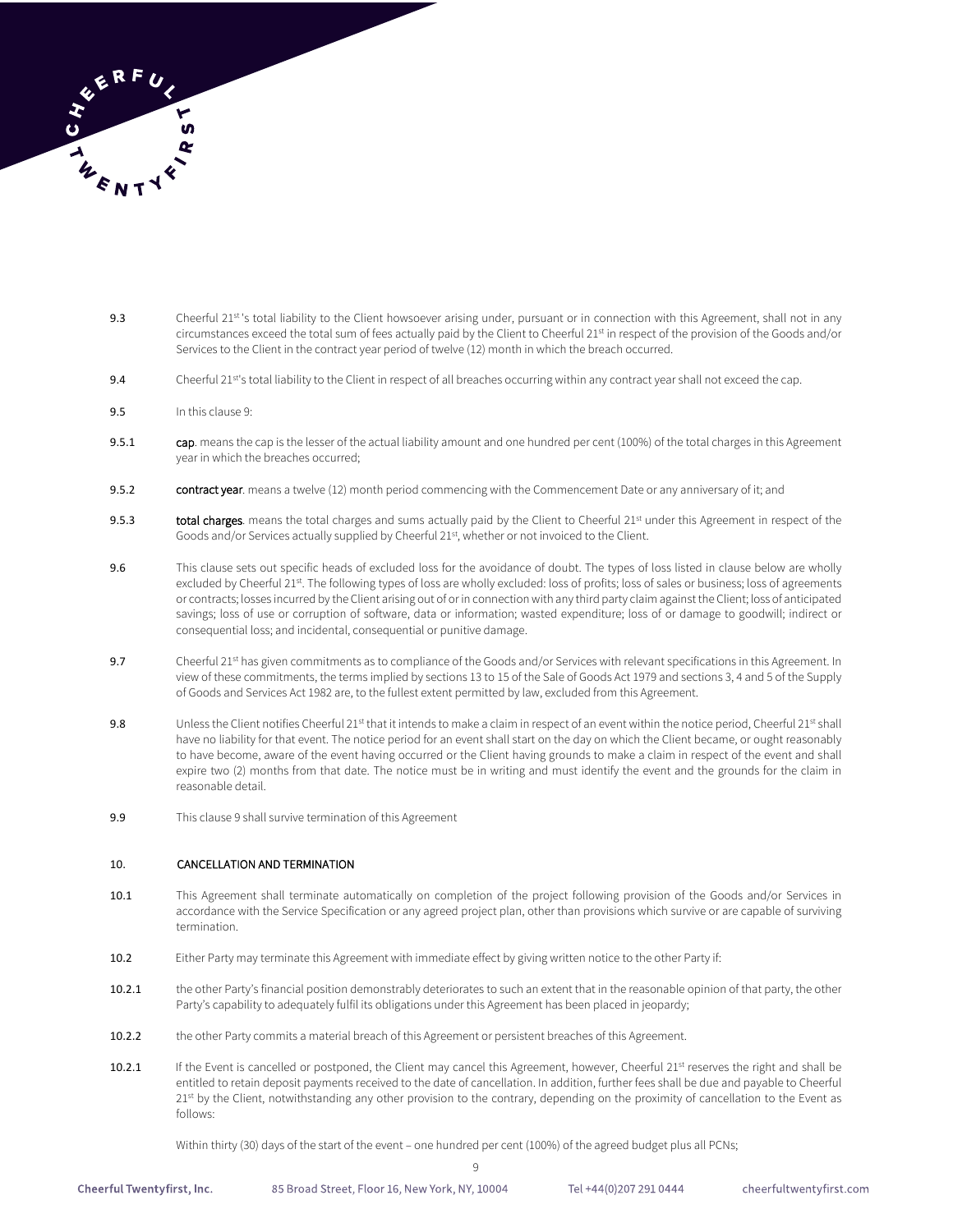9.3 Cheerful 21st 's total liability to the Client howsoever arising under, pursuant or in connection with this Agreement, shall not in any circumstances exceed the total sum of fees actually paid by the Client to Cheerful 21st in respect of the provision of the Goods and/or Services to the Client in the contract year period of twelve (12) month in which the breach occurred.

9.4 Cheerful 21st's total liability to the Client in respect of all breaches occurring within any contract year shall not exceed the cap.

9.5 In this clause 9:

9.5.1 **cap**. means the cap is the lesser of the actual liability amount and one hundred per cent (100%) of the total charges in this Agreement year in which the breaches occurred;

9.5.2 **contract year**. means a twelve (12) month period commencing with the Commencement Date or any anniversary of it; and

9.5.3 **total charges**. means the total charges and sums actually paid by the Client to Cheerful 21st under this Agreement in respect of the Goods and/or Services actually supplied by Cheerful 21st, whether or not invoiced to the Client.

9.6 This clause sets out specific heads of excluded loss for the avoidance of doubt. The types of loss listed in clause below are wholly excluded by Cheerful 21st. The following types of loss are wholly excluded: loss of profits; loss of sales or business; loss of agreements or contracts; losses incurred by the Client arising out of or in connection with any third party claim against the Client; loss of anticipated savings; loss of use or corruption of software, data or information; wasted expenditure; loss of or damage to goodwill; indirect or consequential loss; and incidental, consequential or punitive damage.

9.7 Cheerful 21st has given commitments as to compliance of the Goods and/or Services with relevant specifications in this Agreement. In view of these commitments, the terms implied by sections 13 to 15 of the Sale of Goods Act 1979 and sections 3, 4 and 5 of the Supply of Goods and Services Act 1982 are, to the fullest extent permitted by law, excluded from this Agreement.

9.8 Unless the Client notifies Cheerful 21st that it intends to make a claim in respect of an event within the notice period, Cheerful 21st shall have no liability for that event. The notice period for an event shall start on the day on which the Client became, or ought reasonably to have become, aware of the event having occurred or the Client having grounds to make a claim in respect of the event and shall expire two (2) months from that date. The notice must be in writing and must identify the event and the grounds for the claim in reasonable detail.

9.9 This clause 9 shall survive termination of this Agreement

## 10. CANCELLATION AND TERMINATION

10.1 This Agreement shall terminate automatically on completion of the project following provision of the Goods and/or Services in accordance with the Service Specification or any agreed project plan, other than provisions which survive or are capable of surviving termination.

10.2 Either Party may terminate this Agreement with immediate effect by giving written notice to the other Party if:

10.2.1 the other Party's financial position demonstrably deteriorates to such an extent that in the reasonable opinion of that party, the other Party's capability to adequately fulfil its obligations under this Agreement has been placed in jeopardy;

10.2.2 the other Party commits a material breach of this Agreement or persistent breaches of this Agreement.

10.2.1 If the Event is cancelled or postponed, the Client may cancel this Agreement, however, Cheerful 21st reserves the right and shall be entitled to retain deposit payments received to the date of cancellation. In addition, further fees shall be due and payable to Cheerful 21st by the Client, notwithstanding any other provision to the contrary, depending on the proximity of cancellation to the Event as follows:

Within thirty (30) days of the start of the event – one hundred per cent (100%) of the agreed budget plus all PCNs;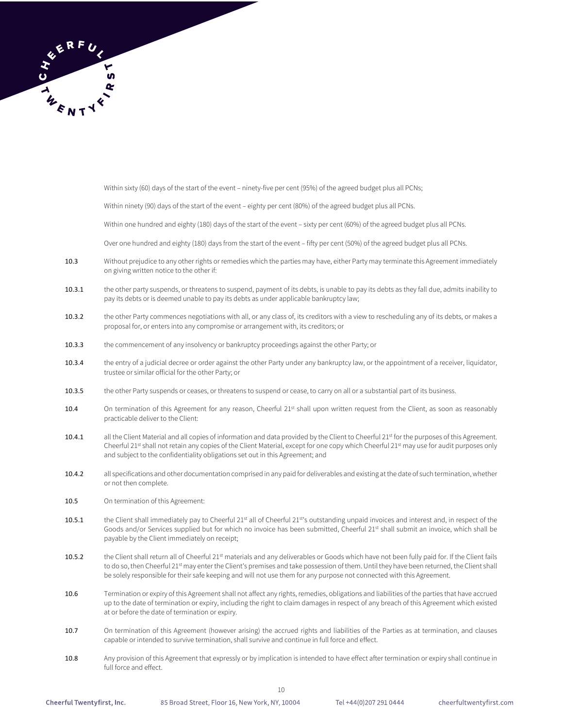Within sixty (60) days of the start of the event – ninety-five per cent (95%) of the agreed budget plus all PCNs;

Within ninety (90) days of the start of the event – eighty per cent (80%) of the agreed budget plus all PCNs.

Within one hundred and eighty (180) days of the start of the event – sixty per cent (60%) of the agreed budget plus all PCNs.

Over one hundred and eighty (180) days from the start of the event – fifty per cent (50%) of the agreed budget plus all PCNs.

**10.3** Without prejudice to any other rights or remedies which the parties may have, either Party may terminate this Agreement immediately on giving written notice to the other if:

**10.3.1** the other party suspends, or threatens to suspend, payment of its debts, is unable to pay its debts as they fall due, admits inability to pay its debts or is deemed unable to pay its debts as under applicable bankruptcy law;

**10.3.2** the other Party commences negotiations with all, or any class of, its creditors with a view to rescheduling any of its debts, or makes a proposal for, or enters into any compromise or arrangement with, its creditors; or

**10.3.3** the commencement of any insolvency or bankruptcy proceedings against the other Party; or

**10.3.4** the entry of a judicial decree or order against the other Party under any bankruptcy law, or the appointment of a receiver, liquidator, trustee or similar official for the other Party; or

**10.3.5** the other Party suspends or ceases, or threatens to suspend or cease, to carry on all or a substantial part of its business.

**10.4** On termination of this Agreement for any reason, Cheerful 21st shall upon written request from the Client, as soon as reasonably practicable deliver to the Client:

**10.4.1** all the Client Material and all copies of information and data provided by the Client to Cheerful 21st for the purposes of this Agreement. Cheerful 21st shall not retain any copies of the Client Material, except for one copy which Cheerful 21st may use for audit purposes only and subject to the confidentiality obligations set out in this Agreement; and

**10.4.2** all specifications and other documentation comprised in any paid for deliverables and existing at the date of such termination, whether or not then complete.

**10.5** On termination of this Agreement:

**10.5.1** the Client shall immediately pay to Cheerful 21st all of Cheerful 21st's outstanding unpaid invoices and interest and, in respect of the Goods and/or Services supplied but for which no invoice has been submitted, Cheerful 21st shall submit an invoice, which shall be payable by the Client immediately on receipt;

**10.5.2** the Client shall return all of Cheerful 21st materials and any deliverables or Goods which have not been fully paid for. If the Client fails to do so, then Cheerful 21st may enter the Client's premises and take possession of them. Until they have been returned, the Client shall be solely responsible for their safe keeping and will not use them for any purpose not connected with this Agreement.

**10.6** Termination or expiry of this Agreement shall not affect any rights, remedies, obligations and liabilities of the parties that have accrued up to the date of termination or expiry, including the right to claim damages in respect of any breach of this Agreement which existed at or before the date of termination or expiry.

**10.7** On termination of this Agreement (however arising) the accrued rights and liabilities of the Parties as at termination, and clauses capable or intended to survive termination, shall survive and continue in full force and effect.

**10.8** Any provision of this Agreement that expressly or by implication is intended to have effect after termination or expiry shall continue in full force and effect.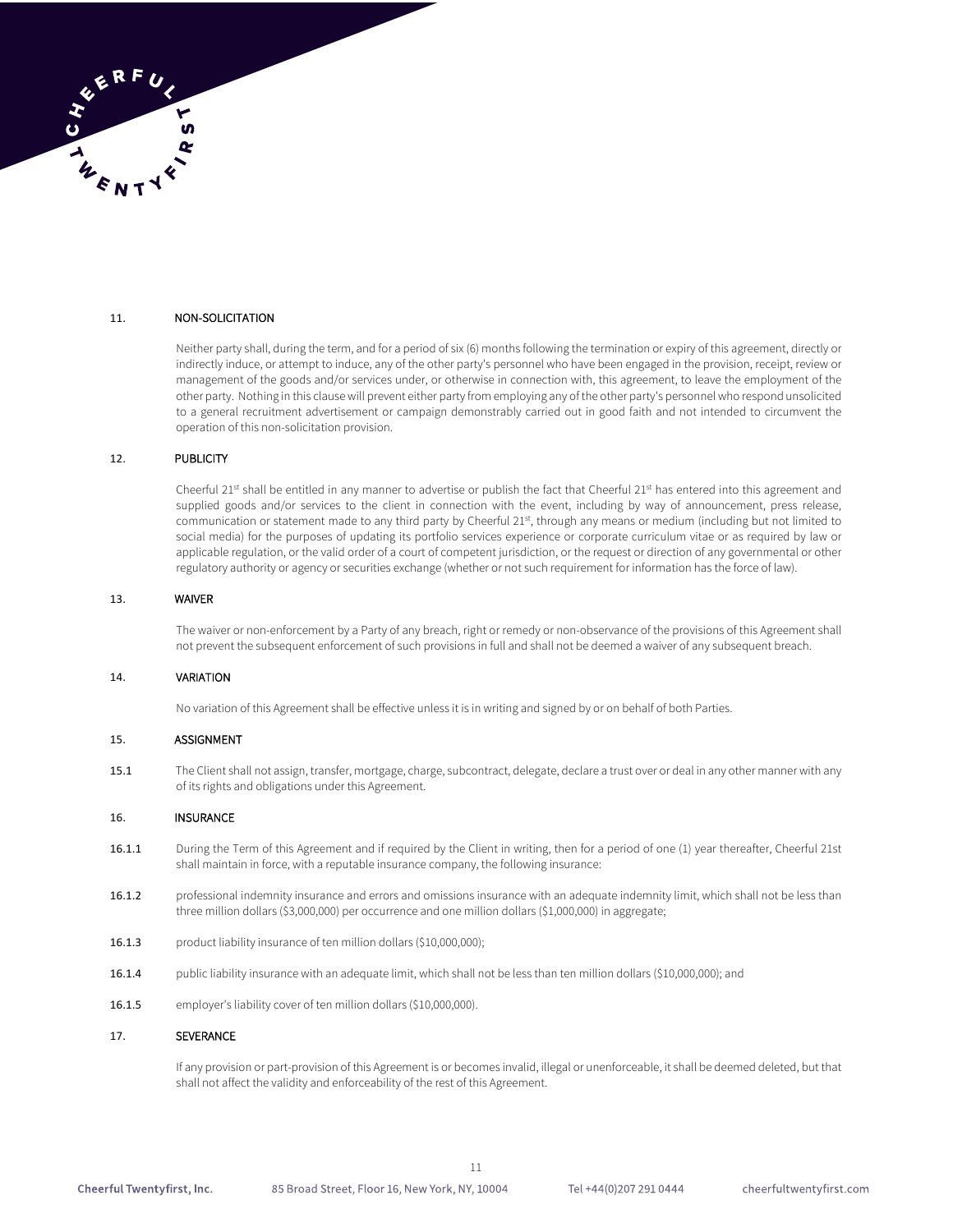## 11. NON-SOLICITATION

Neither party shall, during the term, and for a period of six (6) months following the termination or expiry of this agreement, directly or indirectly induce, or attempt to induce, any of the other party's personnel who have been engaged in the provision, receipt, review or management of the goods and/or services under, or otherwise in connection with, this agreement, to leave the employment of the other party. Nothing in this clause will prevent either party from employing any of the other party's personnel who respond unsolicited to a general recruitment advertisement or campaign demonstrably carried out in good faith and not intended to circumvent the operation of this non-solicitation provision.

## 12. PUBLICITY

Cheerful 21st shall be entitled in any manner to advertise or publish the fact that Cheerful 21st has entered into this agreement and supplied goods and/or services to the client in connection with the event, including by way of announcement, press release, communication or statement made to any third party by Cheerful 21st, through any means or medium (including but not limited to social media) for the purposes of updating its portfolio services experience or corporate curriculum vitae or as required by law or applicable regulation, or the valid order of a court of competent jurisdiction, or the request or direction of any governmental or other regulatory authority or agency or securities exchange (whether or not such requirement for information has the force of law).

## 13. WAIVER

The waiver or non-enforcement by a Party of any breach, right or remedy or non-observance of the provisions of this Agreement shall not prevent the subsequent enforcement of such provisions in full and shall not be deemed a waiver of any subsequent breach.

## 14. VARIATION

No variation of this Agreement shall be effective unless it is in writing and signed by or on behalf of both Parties.

## 15. ASSIGNMENT

**15.1** The Client shall not assign, transfer, mortgage, charge, subcontract, delegate, declare a trust over or deal in any other manner with any of its rights and obligations under this Agreement.

## 16. INSURANCE

**16.1.1** During the Term of this Agreement and if required by the Client in writing, then for a period of one (1) year thereafter, Cheerful 21st shall maintain in force, with a reputable insurance company, the following insurance:

**16.1.2** professional indemnity insurance and errors and omissions insurance with an adequate indemnity limit, which shall not be less than three million dollars ($3,000,000) per occurrence and one million dollars ($1,000,000) in aggregate;

**16.1.3** product liability insurance of ten million dollars ($10,000,000);

**16.1.4** public liability insurance with an adequate limit, which shall not be less than ten million dollars ($10,000,000); and

**16.1.5** employer's liability cover of ten million dollars ($10,000,000).

## 17. SEVERANCE

If any provision or part-provision of this Agreement is or becomes invalid, illegal or unenforceable, it shall be deemed deleted, but that shall not affect the validity and enforceability of the rest of this Agreement.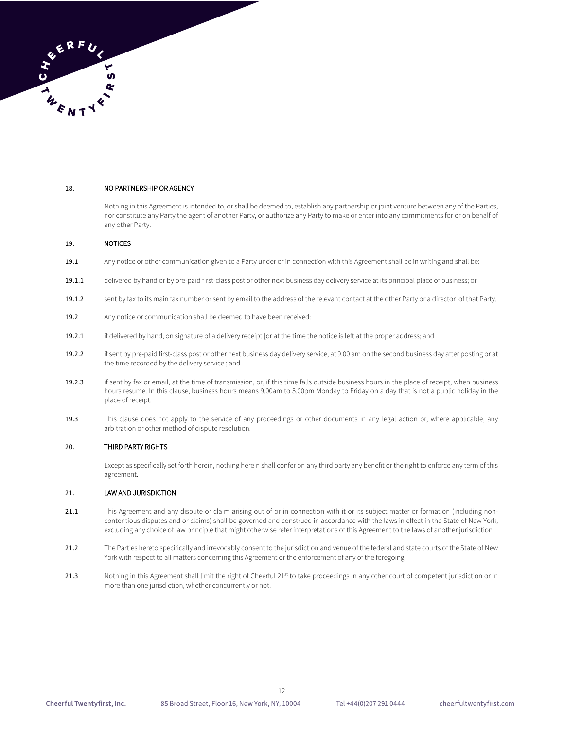## 18. NO PARTNERSHIP OR AGENCY

Nothing in this Agreement is intended to, or shall be deemed to, establish any partnership or joint venture between any of the Parties, nor constitute any Party the agent of another Party, or authorize any Party to make or enter into any commitments for or on behalf of any other Party.

## 19. NOTICES

19.1 Any notice or other communication given to a Party under or in connection with this Agreement shall be in writing and shall be:

19.1.1 delivered by hand or by pre-paid first-class post or other next business day delivery service at its principal place of business; or

19.1.2 sent by fax to its main fax number or sent by email to the address of the relevant contact at the other Party or a director of that Party.

19.2 Any notice or communication shall be deemed to have been received:

19.2.1 if delivered by hand, on signature of a delivery receipt [or at the time the notice is left at the proper address; and

19.2.2 if sent by pre-paid first-class post or other next business day delivery service, at 9.00 am on the second business day after posting or at the time recorded by the delivery service ; and

19.2.3 if sent by fax or email, at the time of transmission, or, if this time falls outside business hours in the place of receipt, when business hours resume. In this clause, business hours means 9.00am to 5.00pm Monday to Friday on a day that is not a public holiday in the place of receipt.

19.3 This clause does not apply to the service of any proceedings or other documents in any legal action or, where applicable, any arbitration or other method of dispute resolution.

## 20. THIRD PARTY RIGHTS

Except as specifically set forth herein, nothing herein shall confer on any third party any benefit or the right to enforce any term of this agreement.

## 21. LAW AND JURISDICTION

21.1 This Agreement and any dispute or claim arising out of or in connection with it or its subject matter or formation (including non-contentious disputes and or claims) shall be governed and construed in accordance with the laws in effect in the State of New York, excluding any choice of law principle that might otherwise refer interpretations of this Agreement to the laws of another jurisdiction.

21.2 The Parties hereto specifically and irrevocably consent to the jurisdiction and venue of the federal and state courts of the State of New York with respect to all matters concerning this Agreement or the enforcement of any of the foregoing.

21.3 Nothing in this Agreement shall limit the right of Cheerful 21st to take proceedings in any other court of competent jurisdiction or in more than one jurisdiction, whether concurrently or not.